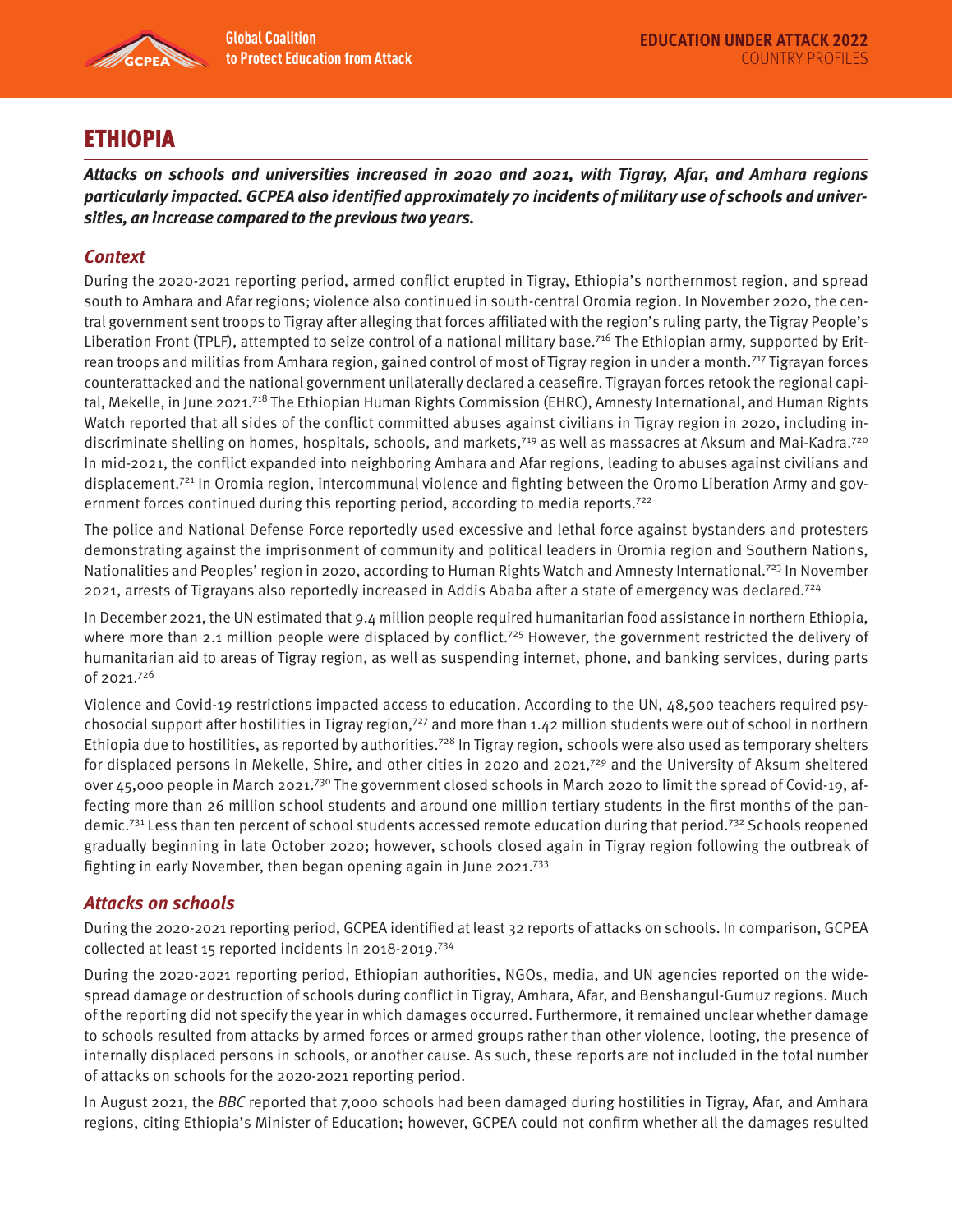# ETHIOPIA

***Attacks on schools and universities increased in 2020 and 2021, with Tigray, Afar, and Amhara regions particularly impacted. GCPEA also identified approximately 70 incidents of military use of schools and universities, an increase compared to the previous two years.***

## *Context*

During the 2020-2021 reporting period, armed conflict erupted in Tigray, Ethiopia's northernmost region, and spread south to Amhara and Afar regions; violence also continued in south-central Oromia region. In November 2020, the central government sent troops to Tigray after alleging that forces affiliated with the region's ruling party, the Tigray People's Liberation Front (TPLF), attempted to seize control of a national military base.[716] The Ethiopian army, supported by Eritrean troops and militias from Amhara region, gained control of most of Tigray region in under a month.[717] Tigrayan forces counterattacked and the national government unilaterally declared a ceasefire. Tigrayan forces retook the regional capital, Mekelle, in June 2021.[718] The Ethiopian Human Rights Commission (EHRC), Amnesty International, and Human Rights Watch reported that all sides of the conflict committed abuses against civilians in Tigray region in 2020, including indiscriminate shelling on homes, hospitals, schools, and markets,[719] as well as massacres at Aksum and Mai-Kadra.[720] In mid-2021, the conflict expanded into neighboring Amhara and Afar regions, leading to abuses against civilians and displacement.[721] In Oromia region, intercommunal violence and fighting between the Oromo Liberation Army and government forces continued during this reporting period, according to media reports.[722]

The police and National Defense Force reportedly used excessive and lethal force against bystanders and protesters demonstrating against the imprisonment of community and political leaders in Oromia region and Southern Nations, Nationalities and Peoples' region in 2020, according to Human Rights Watch and Amnesty International.[723] In November 2021, arrests of Tigrayans also reportedly increased in Addis Ababa after a state of emergency was declared.[724]

In December 2021, the UN estimated that 9.4 million people required humanitarian food assistance in northern Ethiopia, where more than 2.1 million people were displaced by conflict.[725] However, the government restricted the delivery of humanitarian aid to areas of Tigray region, as well as suspending internet, phone, and banking services, during parts of 2021.[726]

Violence and Covid-19 restrictions impacted access to education. According to the UN, 48,500 teachers required psychosocial support after hostilities in Tigray region,[727] and more than 1.42 million students were out of school in northern Ethiopia due to hostilities, as reported by authorities.[728] In Tigray region, schools were also used as temporary shelters for displaced persons in Mekelle, Shire, and other cities in 2020 and 2021,[729] and the University of Aksum sheltered over 45,000 people in March 2021.[730] The government closed schools in March 2020 to limit the spread of Covid-19, affecting more than 26 million school students and around one million tertiary students in the first months of the pandemic.[731] Less than ten percent of school students accessed remote education during that period.[732] Schools reopened gradually beginning in late October 2020; however, schools closed again in Tigray region following the outbreak of fighting in early November, then began opening again in June 2021.[733]

## *Attacks on schools*

During the 2020-2021 reporting period, GCPEA identified at least 32 reports of attacks on schools. In comparison, GCPEA collected at least 15 reported incidents in 2018-2019.[734]

During the 2020-2021 reporting period, Ethiopian authorities, NGOs, media, and UN agencies reported on the widespread damage or destruction of schools during conflict in Tigray, Amhara, Afar, and Benshangul-Gumuz regions. Much of the reporting did not specify the year in which damages occurred. Furthermore, it remained unclear whether damage to schools resulted from attacks by armed forces or armed groups rather than other violence, looting, the presence of internally displaced persons in schools, or another cause. As such, these reports are not included in the total number of attacks on schools for the 2020-2021 reporting period.

In August 2021, the *BBC* reported that 7,000 schools had been damaged during hostilities in Tigray, Afar, and Amhara regions, citing Ethiopia's Minister of Education; however, GCPEA could not confirm whether all the damages resulted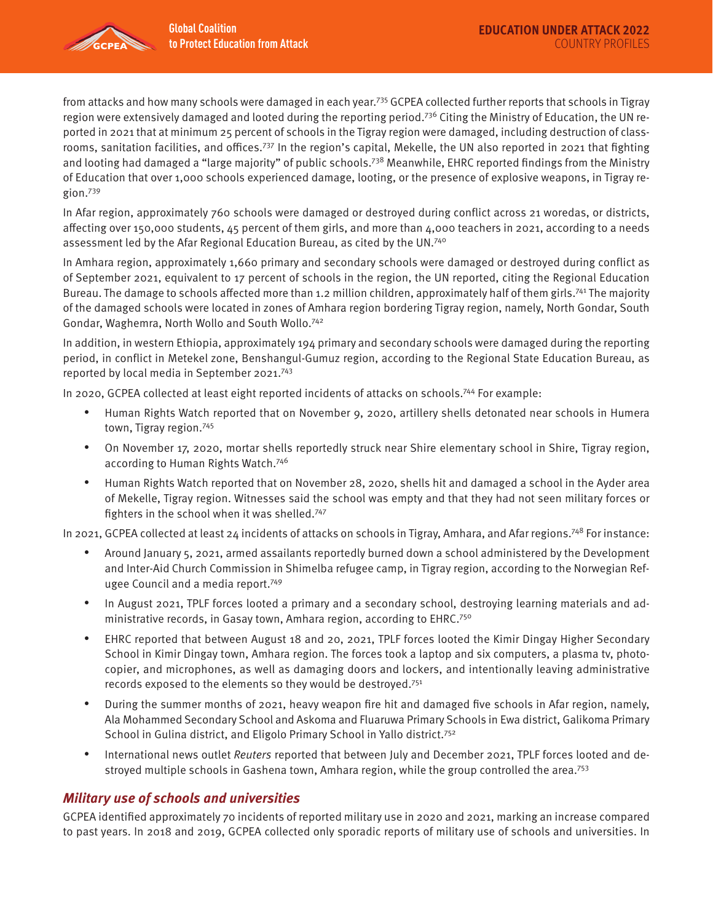from attacks and how many schools were damaged in each year.[735] GCPEA collected further reports that schools in Tigray region were extensively damaged and looted during the reporting period.[736] Citing the Ministry of Education, the UN reported in 2021 that at minimum 25 percent of schools in the Tigray region were damaged, including destruction of classrooms, sanitation facilities, and offices.[737] In the region's capital, Mekelle, the UN also reported in 2021 that fighting and looting had damaged a "large majority" of public schools.[738] Meanwhile, EHRC reported findings from the Ministry of Education that over 1,000 schools experienced damage, looting, or the presence of explosive weapons, in Tigray region.[739]

In Afar region, approximately 760 schools were damaged or destroyed during conflict across 21 woredas, or districts, affecting over 150,000 students, 45 percent of them girls, and more than 4,000 teachers in 2021, according to a needs assessment led by the Afar Regional Education Bureau, as cited by the UN.[740]

In Amhara region, approximately 1,660 primary and secondary schools were damaged or destroyed during conflict as of September 2021, equivalent to 17 percent of schools in the region, the UN reported, citing the Regional Education Bureau. The damage to schools affected more than 1.2 million children, approximately half of them girls.[741] The majority of the damaged schools were located in zones of Amhara region bordering Tigray region, namely, North Gondar, South Gondar, Waghemra, North Wollo and South Wollo.[742]

In addition, in western Ethiopia, approximately 194 primary and secondary schools were damaged during the reporting period, in conflict in Metekel zone, Benshangul-Gumuz region, according to the Regional State Education Bureau, as reported by local media in September 2021.[743]

In 2020, GCPEA collected at least eight reported incidents of attacks on schools.[744] For example:

- Human Rights Watch reported that on November 9, 2020, artillery shells detonated near schools in Humera town, Tigray region.[745]
- On November 17, 2020, mortar shells reportedly struck near Shire elementary school in Shire, Tigray region, according to Human Rights Watch.[746]
- Human Rights Watch reported that on November 28, 2020, shells hit and damaged a school in the Ayder area of Mekelle, Tigray region. Witnesses said the school was empty and that they had not seen military forces or fighters in the school when it was shelled.[747]

In 2021, GCPEA collected at least 24 incidents of attacks on schools in Tigray, Amhara, and Afar regions.[748] For instance:

- Around January 5, 2021, armed assailants reportedly burned down a school administered by the Development and Inter-Aid Church Commission in Shimelba refugee camp, in Tigray region, according to the Norwegian Refugee Council and a media report.[749]
- In August 2021, TPLF forces looted a primary and a secondary school, destroying learning materials and administrative records, in Gasay town, Amhara region, according to EHRC.[750]
- EHRC reported that between August 18 and 20, 2021, TPLF forces looted the Kimir Dingay Higher Secondary School in Kimir Dingay town, Amhara region. The forces took a laptop and six computers, a plasma tv, photocopier, and microphones, as well as damaging doors and lockers, and intentionally leaving administrative records exposed to the elements so they would be destroyed.[751]
- During the summer months of 2021, heavy weapon fire hit and damaged five schools in Afar region, namely, Ala Mohammed Secondary School and Askoma and Fluaruwa Primary Schools in Ewa district, Galikoma Primary School in Gulina district, and Eligolo Primary School in Yallo district.[752]
- International news outlet *Reuters* reported that between July and December 2021, TPLF forces looted and destroyed multiple schools in Gashena town, Amhara region, while the group controlled the area.[753]

## *Military use of schools and universities*

GCPEA identified approximately 70 incidents of reported military use in 2020 and 2021, marking an increase compared to past years. In 2018 and 2019, GCPEA collected only sporadic reports of military use of schools and universities. In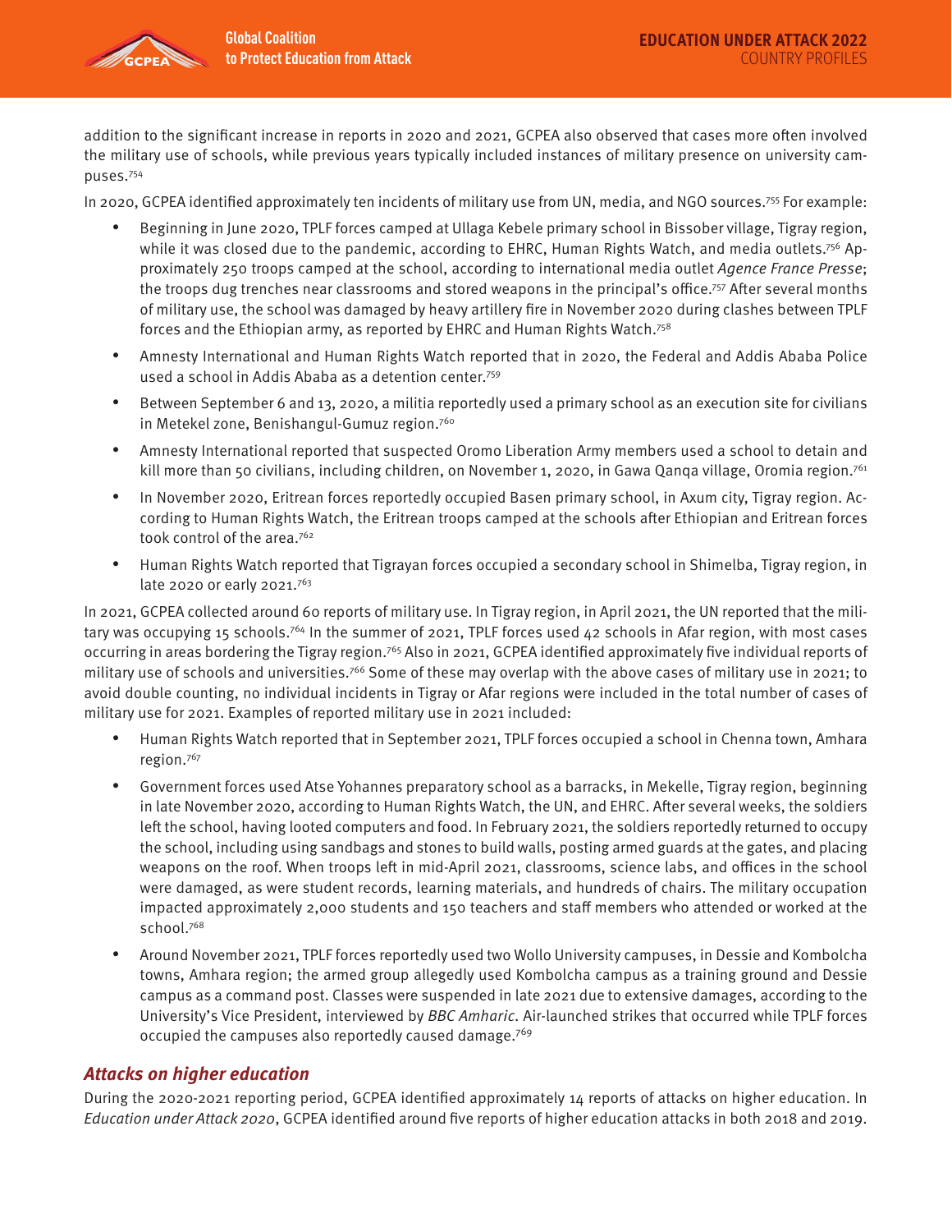addition to the significant increase in reports in 2020 and 2021, GCPEA also observed that cases more often involved the military use of schools, while previous years typically included instances of military presence on university campuses.[754]

In 2020, GCPEA identified approximately ten incidents of military use from UN, media, and NGO sources.[755] For example:

- Beginning in June 2020, TPLF forces camped at Ullaga Kebele primary school in Bissober village, Tigray region, while it was closed due to the pandemic, according to EHRC, Human Rights Watch, and media outlets.[756] Approximately 250 troops camped at the school, according to international media outlet *Agence France Presse*; the troops dug trenches near classrooms and stored weapons in the principal's office.[757] After several months of military use, the school was damaged by heavy artillery fire in November 2020 during clashes between TPLF forces and the Ethiopian army, as reported by EHRC and Human Rights Watch.[758]
- Amnesty International and Human Rights Watch reported that in 2020, the Federal and Addis Ababa Police used a school in Addis Ababa as a detention center.[759]
- Between September 6 and 13, 2020, a militia reportedly used a primary school as an execution site for civilians in Metekel zone, Benishangul-Gumuz region.[760]
- Amnesty International reported that suspected Oromo Liberation Army members used a school to detain and kill more than 50 civilians, including children, on November 1, 2020, in Gawa Qanqa village, Oromia region.[761]
- In November 2020, Eritrean forces reportedly occupied Basen primary school, in Axum city, Tigray region. According to Human Rights Watch, the Eritrean troops camped at the schools after Ethiopian and Eritrean forces took control of the area.[762]
- Human Rights Watch reported that Tigrayan forces occupied a secondary school in Shimelba, Tigray region, in late 2020 or early 2021.[763]

In 2021, GCPEA collected around 60 reports of military use. In Tigray region, in April 2021, the UN reported that the military was occupying 15 schools.[764] In the summer of 2021, TPLF forces used 42 schools in Afar region, with most cases occurring in areas bordering the Tigray region.[765] Also in 2021, GCPEA identified approximately five individual reports of military use of schools and universities.[766] Some of these may overlap with the above cases of military use in 2021; to avoid double counting, no individual incidents in Tigray or Afar regions were included in the total number of cases of military use for 2021. Examples of reported military use in 2021 included:

- Human Rights Watch reported that in September 2021, TPLF forces occupied a school in Chenna town, Amhara region.[767]
- Government forces used Atse Yohannes preparatory school as a barracks, in Mekelle, Tigray region, beginning in late November 2020, according to Human Rights Watch, the UN, and EHRC. After several weeks, the soldiers left the school, having looted computers and food. In February 2021, the soldiers reportedly returned to occupy the school, including using sandbags and stones to build walls, posting armed guards at the gates, and placing weapons on the roof. When troops left in mid-April 2021, classrooms, science labs, and offices in the school were damaged, as were student records, learning materials, and hundreds of chairs. The military occupation impacted approximately 2,000 students and 150 teachers and staff members who attended or worked at the school.[768]
- Around November 2021, TPLF forces reportedly used two Wollo University campuses, in Dessie and Kombolcha towns, Amhara region; the armed group allegedly used Kombolcha campus as a training ground and Dessie campus as a command post. Classes were suspended in late 2021 due to extensive damages, according to the University's Vice President, interviewed by *BBC Amharic*. Air-launched strikes that occurred while TPLF forces occupied the campuses also reportedly caused damage.[769]

### *Attacks on higher education*

During the 2020-2021 reporting period, GCPEA identified approximately 14 reports of attacks on higher education. In *Education under Attack 2020*, GCPEA identified around five reports of higher education attacks in both 2018 and 2019.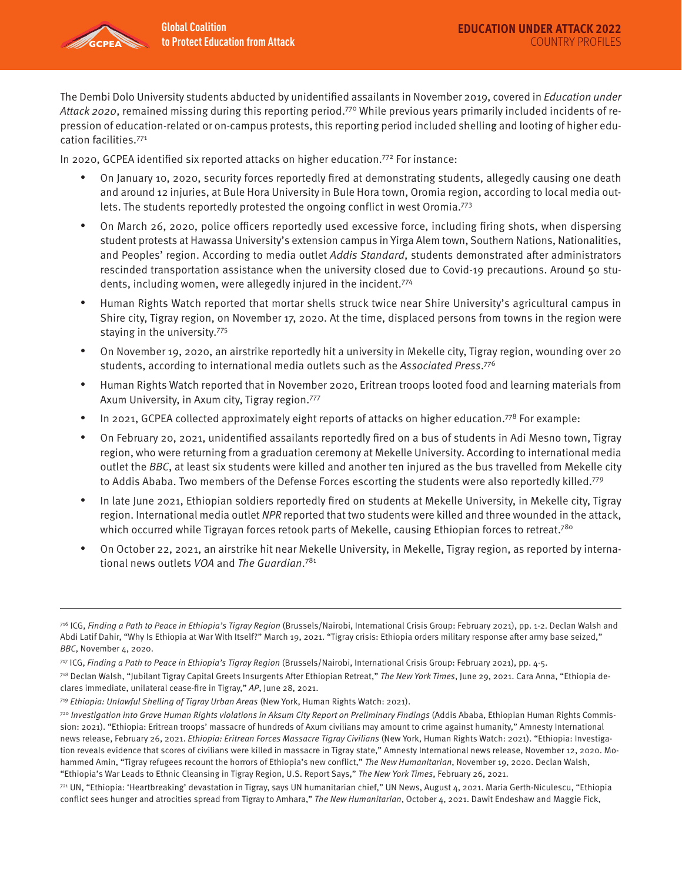The Dembi Dolo University students abducted by unidentified assailants in November 2019, covered in *Education under Attack 2020*, remained missing during this reporting period.[770] While previous years primarily included incidents of repression of education-related or on-campus protests, this reporting period included shelling and looting of higher education facilities.[771]

In 2020, GCPEA identified six reported attacks on higher education.[772] For instance:

- On January 10, 2020, security forces reportedly fired at demonstrating students, allegedly causing one death and around 12 injuries, at Bule Hora University in Bule Hora town, Oromia region, according to local media outlets. The students reportedly protested the ongoing conflict in west Oromia.[773]
- On March 26, 2020, police officers reportedly used excessive force, including firing shots, when dispersing student protests at Hawassa University's extension campus in Yirga Alem town, Southern Nations, Nationalities, and Peoples' region. According to media outlet *Addis Standard*, students demonstrated after administrators rescinded transportation assistance when the university closed due to Covid-19 precautions. Around 50 students, including women, were allegedly injured in the incident.[774]
- Human Rights Watch reported that mortar shells struck twice near Shire University's agricultural campus in Shire city, Tigray region, on November 17, 2020. At the time, displaced persons from towns in the region were staying in the university.[775]
- On November 19, 2020, an airstrike reportedly hit a university in Mekelle city, Tigray region, wounding over 20 students, according to international media outlets such as the *Associated Press*.[776]
- Human Rights Watch reported that in November 2020, Eritrean troops looted food and learning materials from Axum University, in Axum city, Tigray region.[777]
- In 2021, GCPEA collected approximately eight reports of attacks on higher education.[778] For example:
- On February 20, 2021, unidentified assailants reportedly fired on a bus of students in Adi Mesno town, Tigray region, who were returning from a graduation ceremony at Mekelle University. According to international media outlet the *BBC*, at least six students were killed and another ten injured as the bus travelled from Mekelle city to Addis Ababa. Two members of the Defense Forces escorting the students were also reportedly killed.[779]
- In late June 2021, Ethiopian soldiers reportedly fired on students at Mekelle University, in Mekelle city, Tigray region. International media outlet *NPR* reported that two students were killed and three wounded in the attack, which occurred while Tigrayan forces retook parts of Mekelle, causing Ethiopian forces to retreat.[780]
- On October 22, 2021, an airstrike hit near Mekelle University, in Mekelle, Tigray region, as reported by international news outlets *VOA* and *The Guardian*.[781]

---

[716] ICG, *Finding a Path to Peace in Ethiopia's Tigray Region* (Brussels/Nairobi, International Crisis Group: February 2021), pp. 1-2. Declan Walsh and Abdi Latif Dahir, "Why Is Ethiopia at War With Itself?" March 19, 2021. "Tigray crisis: Ethiopia orders military response after army base seized," *BBC*, November 4, 2020.

[717] ICG, *Finding a Path to Peace in Ethiopia's Tigray Region* (Brussels/Nairobi, International Crisis Group: February 2021), pp. 4-5.

[718] Declan Walsh, "Jubilant Tigray Capital Greets Insurgents After Ethiopian Retreat," *The New York Times*, June 29, 2021. Cara Anna, "Ethiopia declares immediate, unilateral cease-fire in Tigray," *AP*, June 28, 2021.

[719] *Ethiopia: Unlawful Shelling of Tigray Urban Areas* (New York, Human Rights Watch: 2021).

[720] *Investigation into Grave Human Rights violations in Aksum City Report on Preliminary Findings* (Addis Ababa, Ethiopian Human Rights Commission: 2021). "Ethiopia: Eritrean troops' massacre of hundreds of Axum civilians may amount to crime against humanity," Amnesty International news release, February 26, 2021. *Ethiopia: Eritrean Forces Massacre Tigray Civilians* (New York, Human Rights Watch: 2021). "Ethiopia: Investigation reveals evidence that scores of civilians were killed in massacre in Tigray state," Amnesty International news release, November 12, 2020. Mohammed Amin, "Tigray refugees recount the horrors of Ethiopia's new conflict," *The New Humanitarian*, November 19, 2020. Declan Walsh, "Ethiopia's War Leads to Ethnic Cleansing in Tigray Region, U.S. Report Says," *The New York Times*, February 26, 2021.

[721] UN, "Ethiopia: 'Heartbreaking' devastation in Tigray, says UN humanitarian chief," UN News, August 4, 2021. Maria Gerth-Niculescu, "Ethiopia conflict sees hunger and atrocities spread from Tigray to Amhara," *The New Humanitarian*, October 4, 2021. Dawit Endeshaw and Maggie Fick,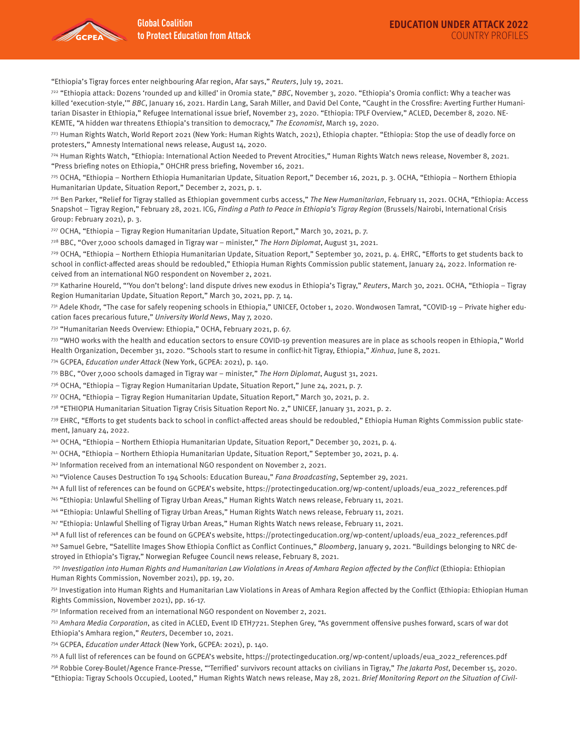"Ethiopia's Tigray forces enter neighbouring Afar region, Afar says," *Reuters*, July 19, 2021.

[722] "Ethiopia attack: Dozens 'rounded up and killed' in Oromia state," *BBC*, November 3, 2020. "Ethiopia's Oromia conflict: Why a teacher was killed 'execution-style,'" *BBC*, January 16, 2021. Hardin Lang, Sarah Miller, and David Del Conte, "Caught in the Crossfire: Averting Further Humanitarian Disaster in Ethiopia," Refugee International issue brief, November 23, 2020. "Ethiopia: TPLF Overview," ACLED, December 8, 2020. NEKEMTE, "A hidden war threatens Ethiopia's transition to democracy," *The Economist*, March 19, 2020.

[723] Human Rights Watch, World Report 2021 (New York: Human Rights Watch, 2021), Ethiopia chapter. "Ethiopia: Stop the use of deadly force on protesters," Amnesty International news release, August 14, 2020.

[724] Human Rights Watch, "Ethiopia: International Action Needed to Prevent Atrocities," Human Rights Watch news release, November 8, 2021. "Press briefing notes on Ethiopia," OHCHR press briefing, November 16, 2021.

[725] OCHA, "Ethiopia – Northern Ethiopia Humanitarian Update, Situation Report," December 16, 2021, p. 3. OCHA, "Ethiopia – Northern Ethiopia Humanitarian Update, Situation Report," December 2, 2021, p. 1.

[726] Ben Parker, "Relief for Tigray stalled as Ethiopian government curbs access," *The New Humanitarian*, February 11, 2021. OCHA, "Ethiopia: Access Snapshot – Tigray Region," February 28, 2021. ICG, *Finding a Path to Peace in Ethiopia's Tigray Region* (Brussels/Nairobi, International Crisis Group: February 2021), p. 3.

[727] OCHA, "Ethiopia – Tigray Region Humanitarian Update, Situation Report," March 30, 2021, p. 7.

[728] BBC, "Over 7,000 schools damaged in Tigray war – minister," *The Horn Diplomat*, August 31, 2021.

[729] OCHA, "Ethiopia – Northern Ethiopia Humanitarian Update, Situation Report," September 30, 2021, p. 4. EHRC, "Efforts to get students back to school in conflict-affected areas should be redoubled," Ethiopia Human Rights Commission public statement, January 24, 2022. Information received from an international NGO respondent on November 2, 2021.

[730] Katharine Houreld, "'You don't belong': land dispute drives new exodus in Ethiopia's Tigray," *Reuters*, March 30, 2021. OCHA, "Ethiopia – Tigray Region Humanitarian Update, Situation Report," March 30, 2021, pp. 7, 14.

[731] Adele Khodr, "The case for safely reopening schools in Ethiopia," UNICEF, October 1, 2020. Wondwosen Tamrat, "COVID-19 – Private higher education faces precarious future," *University World News*, May 7, 2020.

[732] "Humanitarian Needs Overview: Ethiopia," OCHA, February 2021, p. 67.

[733] "WHO works with the health and education sectors to ensure COVID-19 prevention measures are in place as schools reopen in Ethiopia," World Health Organization, December 31, 2020. "Schools start to resume in conflict-hit Tigray, Ethiopia," *Xinhua*, June 8, 2021.

[734] GCPEA, *Education under Attack* (New York, GCPEA: 2021), p. 140.

[735] BBC, "Over 7,000 schools damaged in Tigray war – minister," *The Horn Diplomat*, August 31, 2021.

[736] OCHA, "Ethiopia – Tigray Region Humanitarian Update, Situation Report," June 24, 2021, p. 7.

[737] OCHA, "Ethiopia – Tigray Region Humanitarian Update, Situation Report," March 30, 2021, p. 2.

[738] "ETHIOPIA Humanitarian Situation Tigray Crisis Situation Report No. 2," UNICEF, January 31, 2021, p. 2.

[739] EHRC, "Efforts to get students back to school in conflict-affected areas should be redoubled," Ethiopia Human Rights Commission public statement, January 24, 2022.

[740] OCHA, "Ethiopia – Northern Ethiopia Humanitarian Update, Situation Report," December 30, 2021, p. 4.

[741] OCHA, "Ethiopia – Northern Ethiopia Humanitarian Update, Situation Report," September 30, 2021, p. 4.

[742] Information received from an international NGO respondent on November 2, 2021.

[743] "Violence Causes Destruction To 194 Schools: Education Bureau," *Fana Broadcasting*, September 29, 2021.

[744] A full list of references can be found on GCPEA's website, https://protectingeducation.org/wp-content/uploads/eua_2022_references.pdf

[745] "Ethiopia: Unlawful Shelling of Tigray Urban Areas," Human Rights Watch news release, February 11, 2021.

[746] "Ethiopia: Unlawful Shelling of Tigray Urban Areas," Human Rights Watch news release, February 11, 2021.

[747] "Ethiopia: Unlawful Shelling of Tigray Urban Areas," Human Rights Watch news release, February 11, 2021.

[748] A full list of references can be found on GCPEA's website, https://protectingeducation.org/wp-content/uploads/eua_2022_references.pdf

[749] Samuel Gebre, "Satellite Images Show Ethiopia Conflict as Conflict Continues," *Bloomberg*, January 9, 2021. "Buildings belonging to NRC destroyed in Ethiopia's Tigray," Norwegian Refugee Council news release, February 8, 2021.

[750] *Investigation into Human Rights and Humanitarian Law Violations in Areas of Amhara Region affected by the Conflict* (Ethiopia: Ethiopian Human Rights Commission, November 2021), pp. 19, 20.

[751] Investigation into Human Rights and Humanitarian Law Violations in Areas of Amhara Region affected by the Conflict (Ethiopia: Ethiopian Human Rights Commission, November 2021), pp. 16-17.

[752] Information received from an international NGO respondent on November 2, 2021.

[753] *Amhara Media Corporation*, as cited in ACLED, Event ID ETH7721. Stephen Grey, "As government offensive pushes forward, scars of war dot Ethiopia's Amhara region," *Reuters*, December 10, 2021.

[754] GCPEA, *Education under Attack* (New York, GCPEA: 2021), p. 140.

[755] A full list of references can be found on GCPEA's website, https://protectingeducation.org/wp-content/uploads/eua_2022_references.pdf

[756] Robbie Corey-Boulet/Agence France-Presse, "'Terrified' survivors recount attacks on civilians in Tigray," *The Jakarta Post*, December 15, 2020. "Ethiopia: Tigray Schools Occupied, Looted," Human Rights Watch news release, May 28, 2021. *Brief Monitoring Report on the Situation of Civil-*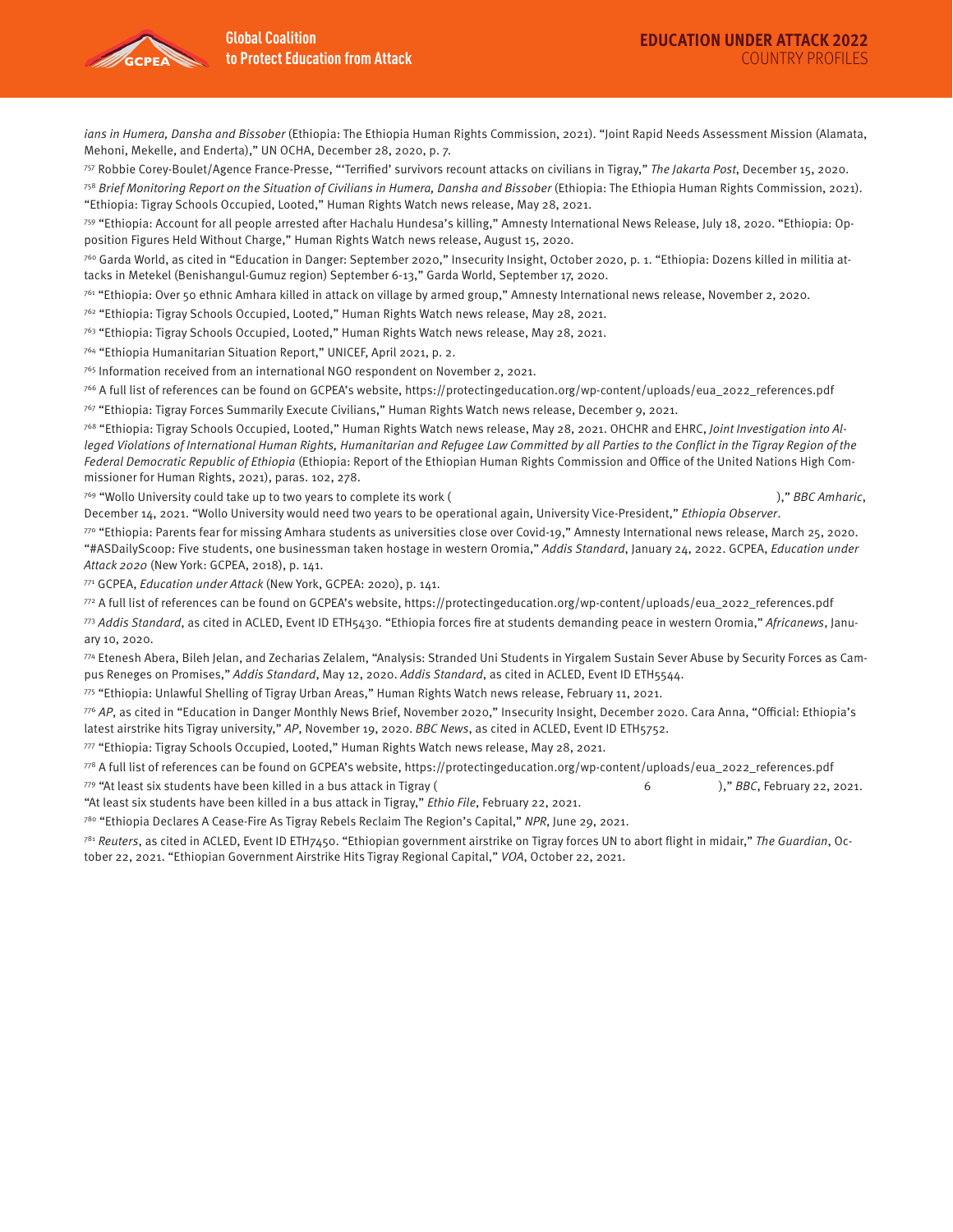*ians in Humera, Dansha and Bissober* (Ethiopia: The Ethiopia Human Rights Commission, 2021). “Joint Rapid Needs Assessment Mission (Alamata, Mehoni, Mekelle, and Enderta),” UN OCHA, December 28, 2020, p. 7.

[757] Robbie Corey-Boulet/Agence France-Presse, “‘Terrified’ survivors recount attacks on civilians in Tigray,” *The Jakarta Post*, December 15, 2020.

[758] *Brief Monitoring Report on the Situation of Civilians in Humera, Dansha and Bissober* (Ethiopia: The Ethiopia Human Rights Commission, 2021). “Ethiopia: Tigray Schools Occupied, Looted,” Human Rights Watch news release, May 28, 2021.

[759] “Ethiopia: Account for all people arrested after Hachalu Hundesa’s killing,” Amnesty International News Release, July 18, 2020. “Ethiopia: Opposition Figures Held Without Charge,” Human Rights Watch news release, August 15, 2020.

[760] Garda World, as cited in “Education in Danger: September 2020,” Insecurity Insight, October 2020, p. 1. “Ethiopia: Dozens killed in militia attacks in Metekel (Benishangul-Gumuz region) September 6-13,” Garda World, September 17, 2020.

[761] “Ethiopia: Over 50 ethnic Amhara killed in attack on village by armed group,” Amnesty International news release, November 2, 2020.

[762] “Ethiopia: Tigray Schools Occupied, Looted,” Human Rights Watch news release, May 28, 2021.

[763] “Ethiopia: Tigray Schools Occupied, Looted,” Human Rights Watch news release, May 28, 2021.

[764] “Ethiopia Humanitarian Situation Report,” UNICEF, April 2021, p. 2.

[765] Information received from an international NGO respondent on November 2, 2021.

[766] A full list of references can be found on GCPEA’s website, https://protectingeducation.org/wp-content/uploads/eua_2022_references.pdf

[767] “Ethiopia: Tigray Forces Summarily Execute Civilians,” Human Rights Watch news release, December 9, 2021.

[768] “Ethiopia: Tigray Schools Occupied, Looted,” Human Rights Watch news release, May 28, 2021. OHCHR and EHRC, *Joint Investigation into Alleged Violations of International Human Rights, Humanitarian and Refugee Law Committed by all Parties to the Conflict in the Tigray Region of the Federal Democratic Republic of Ethiopia* (Ethiopia: Report of the Ethiopian Human Rights Commission and Office of the United Nations High Commissioner for Human Rights, 2021), paras. 102, 278.

[769] “Wollo University could take up to two years to complete its work ( ),” *BBC Amharic*, December 14, 2021. “Wollo University would need two years to be operational again, University Vice-President,” *Ethiopia Observer*.

[770] “Ethiopia: Parents fear for missing Amhara students as universities close over Covid-19,” Amnesty International news release, March 25, 2020. “#ASDailyScoop: Five students, one businessman taken hostage in western Oromia,” *Addis Standard*, January 24, 2022. GCPEA, *Education under Attack 2020* (New York: GCPEA, 2018), p. 141.

[771] GCPEA, *Education under Attack* (New York, GCPEA: 2020), p. 141.

[772] A full list of references can be found on GCPEA’s website, https://protectingeducation.org/wp-content/uploads/eua_2022_references.pdf

[773] *Addis Standard*, as cited in ACLED, Event ID ETH5430. “Ethiopia forces fire at students demanding peace in western Oromia,” *Africanews*, January 10, 2020.

[774] Etenesh Abera, Bileh Jelan, and Zecharias Zelalem, “Analysis: Stranded Uni Students in Yirgalem Sustain Sever Abuse by Security Forces as Campus Reneges on Promises,” *Addis Standard*, May 12, 2020. *Addis Standard*, as cited in ACLED, Event ID ETH5544.

[775] “Ethiopia: Unlawful Shelling of Tigray Urban Areas,” Human Rights Watch news release, February 11, 2021.

[776] *AP*, as cited in “Education in Danger Monthly News Brief, November 2020,” Insecurity Insight, December 2020. Cara Anna, “Official: Ethiopia’s latest airstrike hits Tigray university,” *AP*, November 19, 2020. *BBC News*, as cited in ACLED, Event ID ETH5752.

[777] “Ethiopia: Tigray Schools Occupied, Looted,” Human Rights Watch news release, May 28, 2021.

[778] A full list of references can be found on GCPEA’s website, https://protectingeducation.org/wp-content/uploads/eua_2022_references.pdf

[779] “At least six students have been killed in a bus attack in Tigray ( 6 ),” *BBC*, February 22, 2021. “At least six students have been killed in a bus attack in Tigray,” *Ethio File*, February 22, 2021.

[780] “Ethiopia Declares A Cease-Fire As Tigray Rebels Reclaim The Region’s Capital,” *NPR*, June 29, 2021.

[781] *Reuters*, as cited in ACLED, Event ID ETH7450. “Ethiopian government airstrike on Tigray forces UN to abort flight in midair,” *The Guardian*, October 22, 2021. “Ethiopian Government Airstrike Hits Tigray Regional Capital,” *VOA*, October 22, 2021.